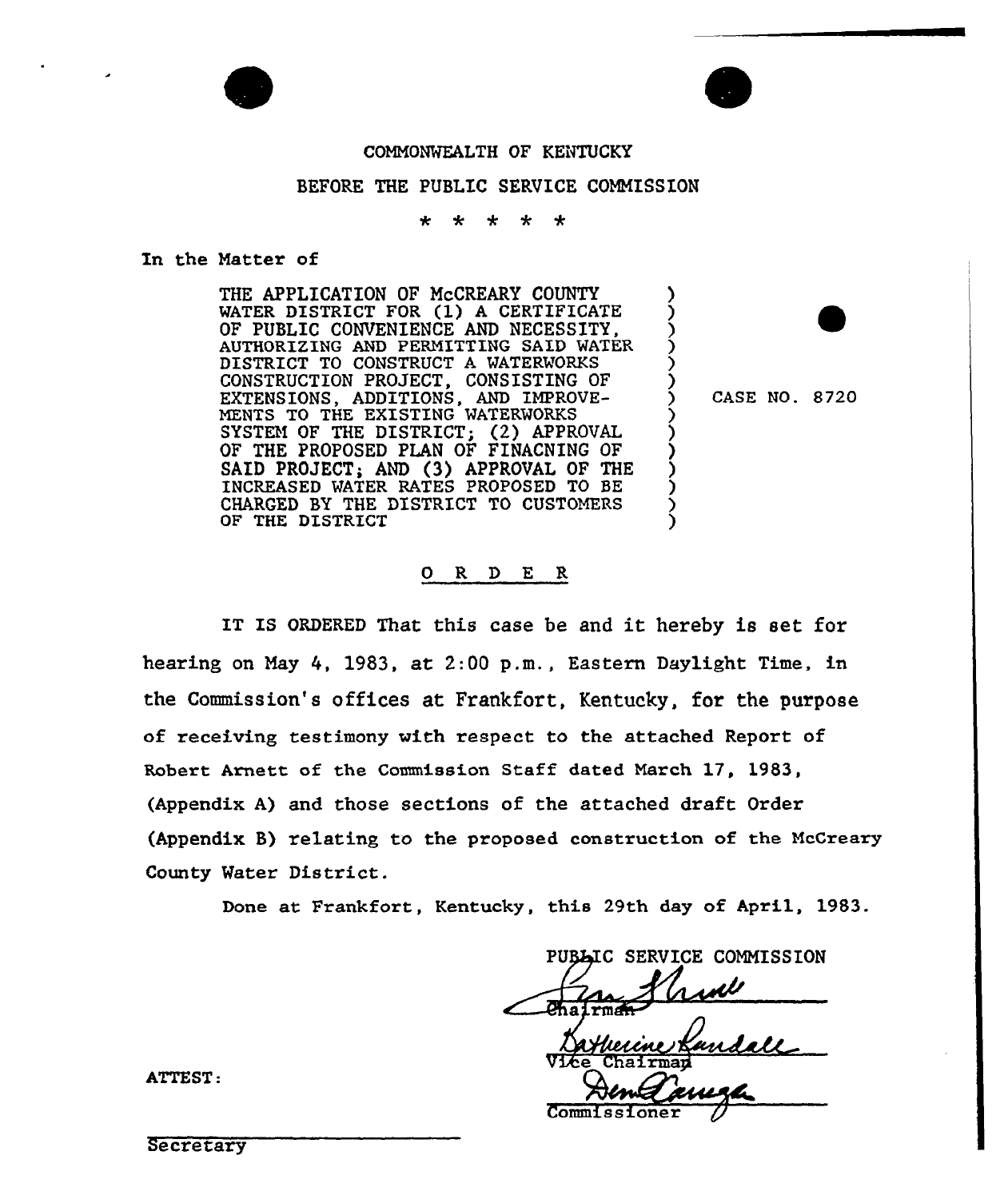COMMONWEALTH OF KENTUCKY

BEFORE THE PUBLIC SERVICE COMMISSION

\* \* \* \* \*

In the Matter of

THE APPLICATION OF McCREARY COUNTY WATER DISTRICT FOR (1) A CERTIFICATE OF PUBLIC CONVENIENCE AND NECESSITY, AUTHORIZING AND PERMITTING SAID WATER DISTRICT TO CONSTRUCT A WATERWORKS CONSTRUCTION PROJECT, CONSISTING OF EXTENSIONS, ADDITIONS, AND IMPROVEMENTS TO THE EXISTING WATERWORKS SYSTEM OF THE DISTRICT; (2) APPROVAL OF THE PROPOSED PLAN OF FINACNING OF SAID PROJECT; AND (3) APPROVAL OF THE INCREASED WATER RATES PROPOSED TO BE CHARGED BY THE DISTRICT TO CUSTOMERS OF THE DISTRICT ) CASE NO. 8720

O R D E R

IT IS ORDERED That this case be and it hereby is set for hearing on May 4, 1983, at 2:00 p.m., Eastern Daylight Time, in the Commission's offices at Frankfort, Kentucky, for the purpose of receiving testimony with respect to the attached Report of Robert Arnett of the Commission Staff dated March 17, 1983, (Appendix A) and those sections of the attached draft Order (Appendix B) relating to the proposed construction of the McCreary County Water District.

Done at Frankfort, Kentucky, this 29th day of April, 1983.

PUBLIC SERVICE COMMISSION

Chairman

Vice Chairman

Commissioner

ATTEST:

Secretary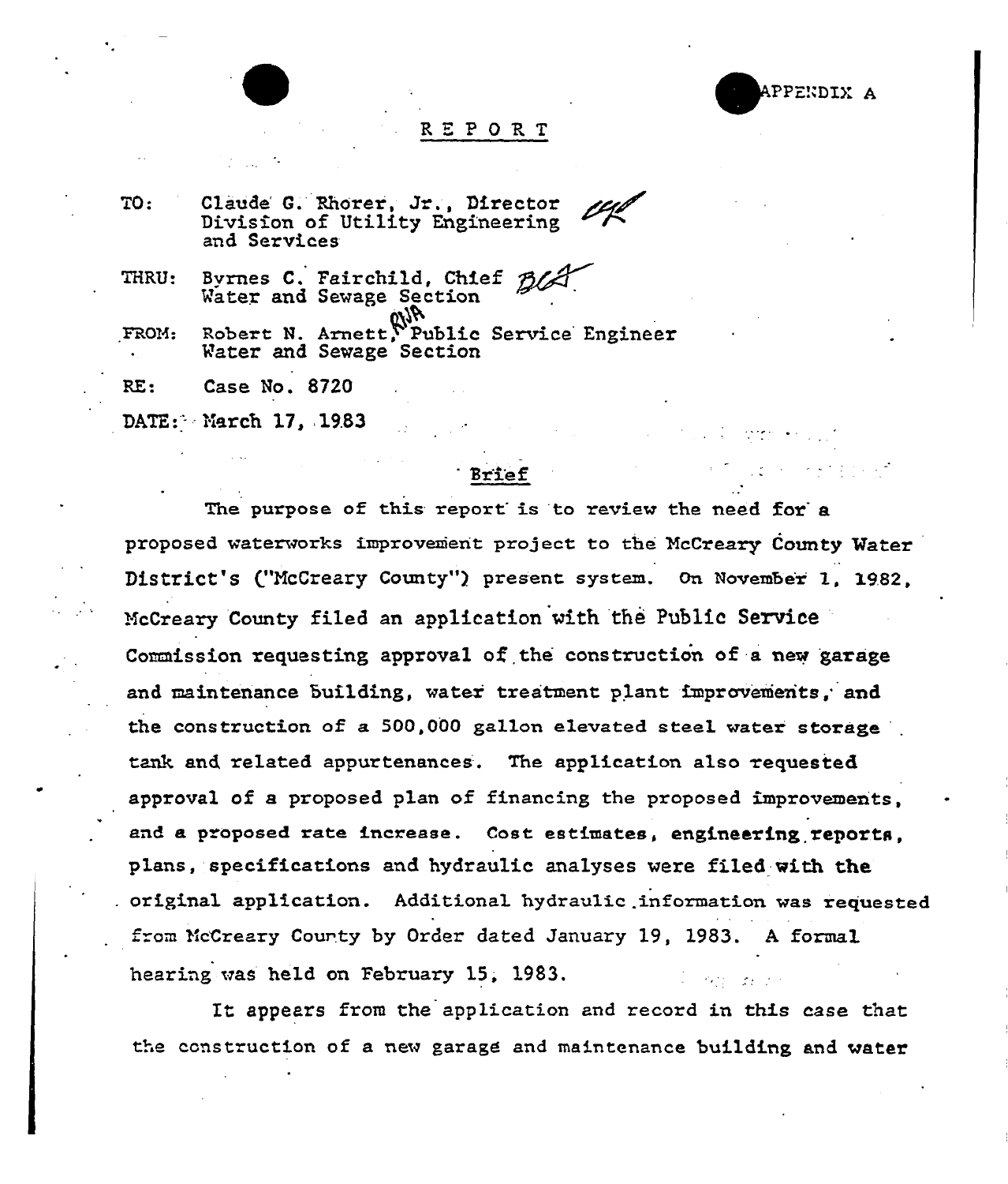APPENDIX A

# REPORT

TO: Claude G. Rhorer, Jr., Director
Division of Utility Engineering
and Services

THRU: Byrnes C. Fairchild, Chief
Water and Sewage Section

FROM: Robert N. Arnett, Public Service Engineer
Water and Sewage Section

RE: Case No. 8720

DATE: March 17, 1983

## Brief

The purpose of this report is to review the need for a proposed waterworks improvement project to the McCreary County Water District's ("McCreary County") present system. On November 1, 1982, McCreary County filed an application with the Public Service Commission requesting approval of the construction of a new garage and maintenance building, water treatment plant improvements, and the construction of a 500,000 gallon elevated steel water storage tank and related appurtenances. The application also requested approval of a proposed plan of financing the proposed improvements, and a proposed rate increase. Cost estimates, engineering reports, plans, specifications and hydraulic analyses were filed with the original application. Additional hydraulic information was requested from McCreary County by Order dated January 19, 1983. A formal hearing was held on February 15, 1983.

It appears from the application and record in this case that the construction of a new garage and maintenance building and water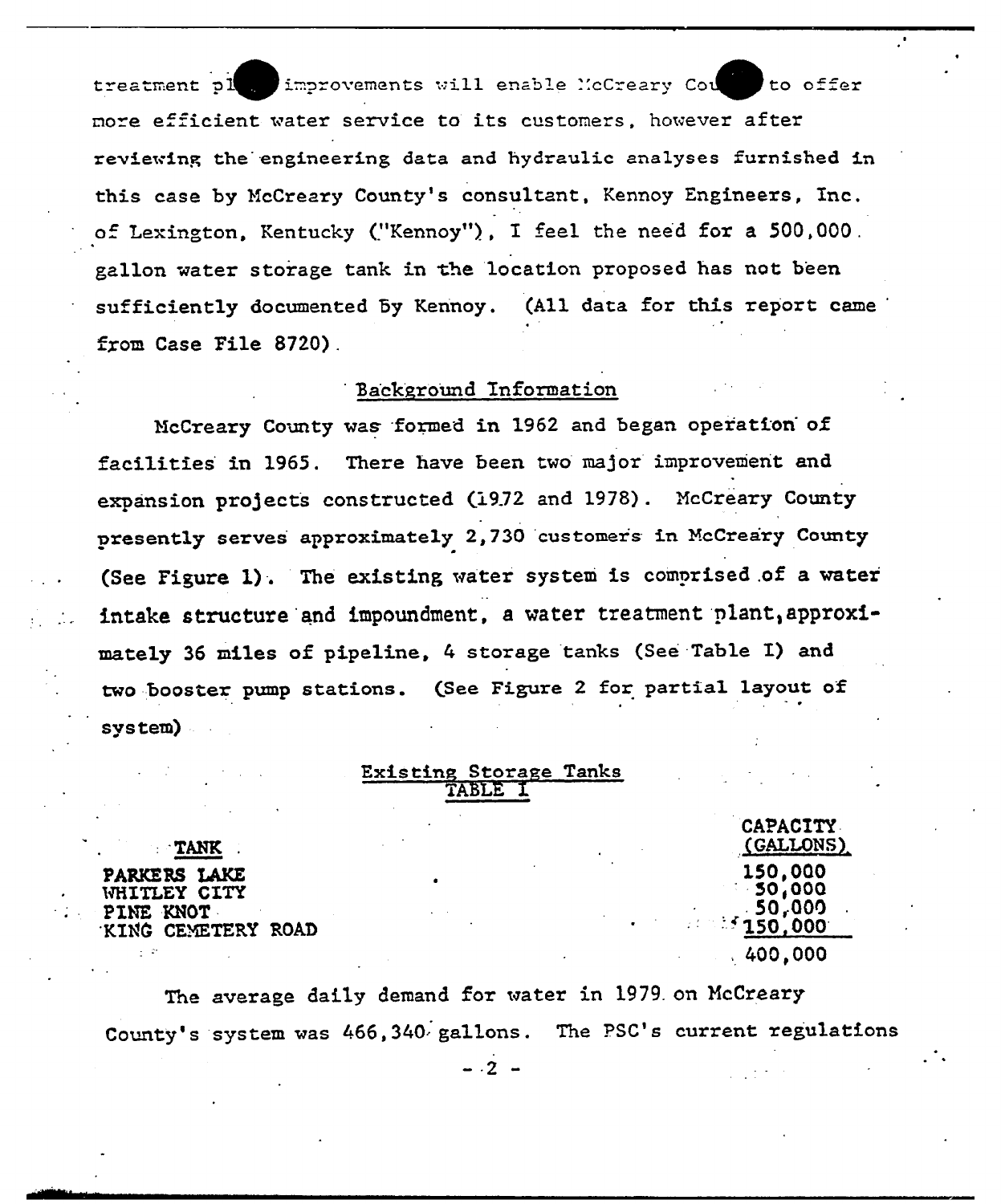treatment pl improvements will enable McCreary Cou to offer more efficient water service to its customers, however after reviewing the engineering data and hydraulic analyses furnished in this case by McCreary County's consultant, Kennoy Engineers, Inc. of Lexington, Kentucky ("Kennoy"), I feel the need for a 500,000 gallon water storage tank in the location proposed has not been sufficiently documented by Kennoy. (All data for this report came from Case File 8720).

## Background Information

McCreary County was formed in 1962 and began operation of facilities in 1965. There have been two major improvement and expansion projects constructed (1972 and 1978). McCreary County presently serves approximately 2,730 customers in McCreary County (See Figure 1). The existing water system is comprised of a water intake structure and impoundment, a water treatment plant, approximately 36 miles of pipeline, 4 storage tanks (See Table I) and two booster pump stations. (See Figure 2 for partial layout of system)

### Existing Storage Tanks
### TABLE I

| TANK | CAPACITY (GALLONS) |
|---|---|
| PARKERS LAKE | 150,000 |
| WHITLEY CITY | 50,000 |
| PINE KNOT | 50,000 |
| KING CEMETERY ROAD | 150,000 |
| | 400,000 |

The average daily demand for water in 1979 on McCreary County's system was 466,340 gallons. The PSC's current regulations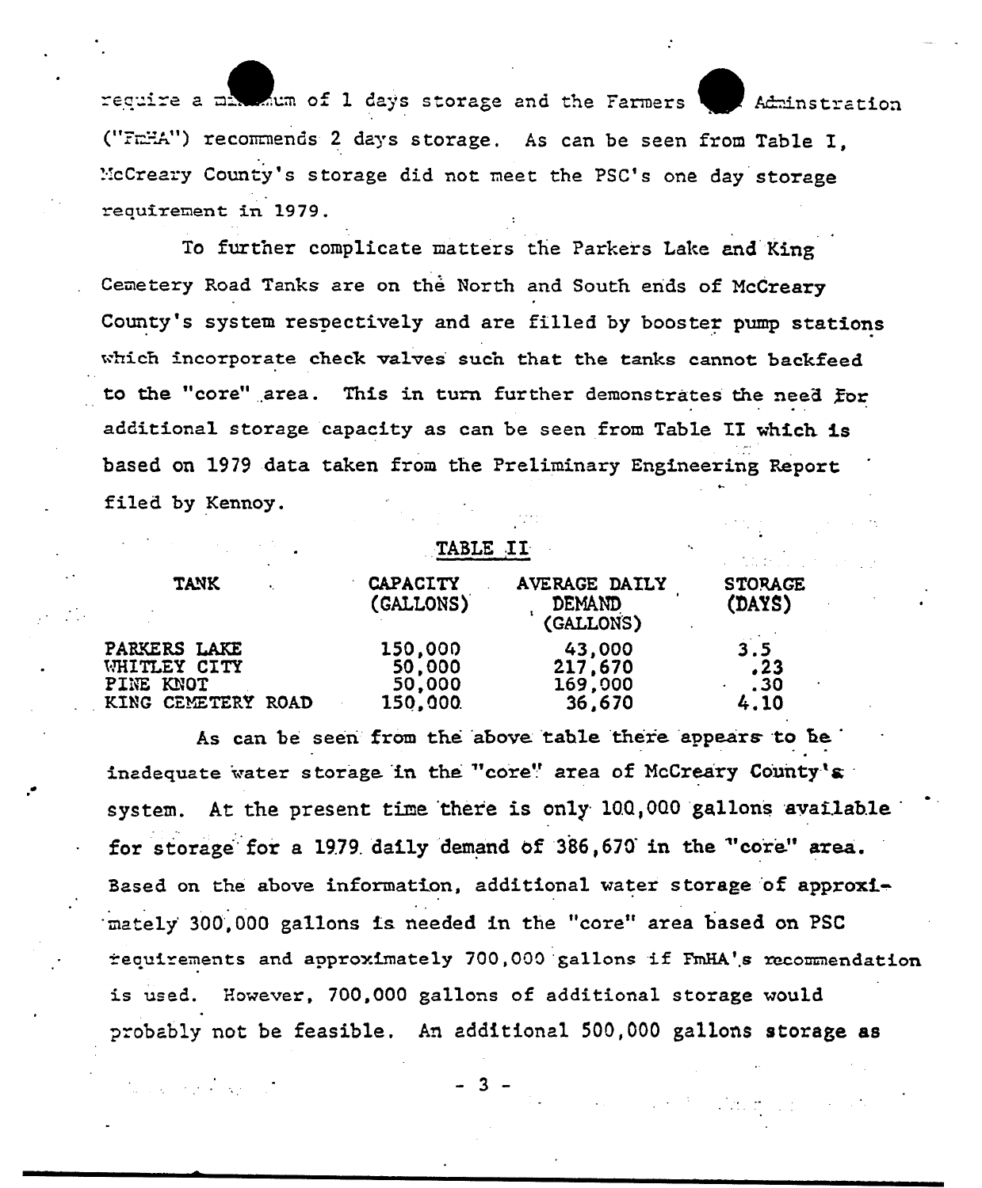require a minimum of 1 days storage and the Farmers Home Adminstration ("FmHA") recommends 2 days storage. As can be seen from Table I, McCreary County's storage did not meet the PSC's one day storage requirement in 1979.

To further complicate matters the Parkers Lake and King Cemetery Road Tanks are on the North and South ends of McCreary County's system respectively and are filled by booster pump stations which incorporate check valves such that the tanks cannot backfeed to the "core" area. This in turn further demonstrates the need for additional storage capacity as can be seen from Table II which is based on 1979 data taken from the Preliminary Engineering Report filed by Kennoy.

TABLE II

| TANK | CAPACITY (GALLONS) | AVERAGE DAILY DEMAND (GALLONS) | STORAGE (DAYS) |
|---|---|---|---|
| PARKERS LAKE | 150,000 | 43,000 | 3.5 |
| WHITLEY CITY | 50,000 | 217,670 | .23 |
| PINE KNOT | 50,000 | 169,000 | .30 |
| KING CEMETERY ROAD | 150,000 | 36,670 | 4.10 |

As can be seen from the above table there appears to be inadequate water storage in the "core" area of McCreary County's system. At the present time there is only 100,000 gallons available for storage for a 1979 daily demand of 386,670 in the "core" area. Based on the above information, additional water storage of approximately 300,000 gallons is needed in the "core" area based on PSC requirements and approximately 700,000 gallons if FmHA's recommendation is used. However, 700,000 gallons of additional storage would probably not be feasible. An additional 500,000 gallons storage as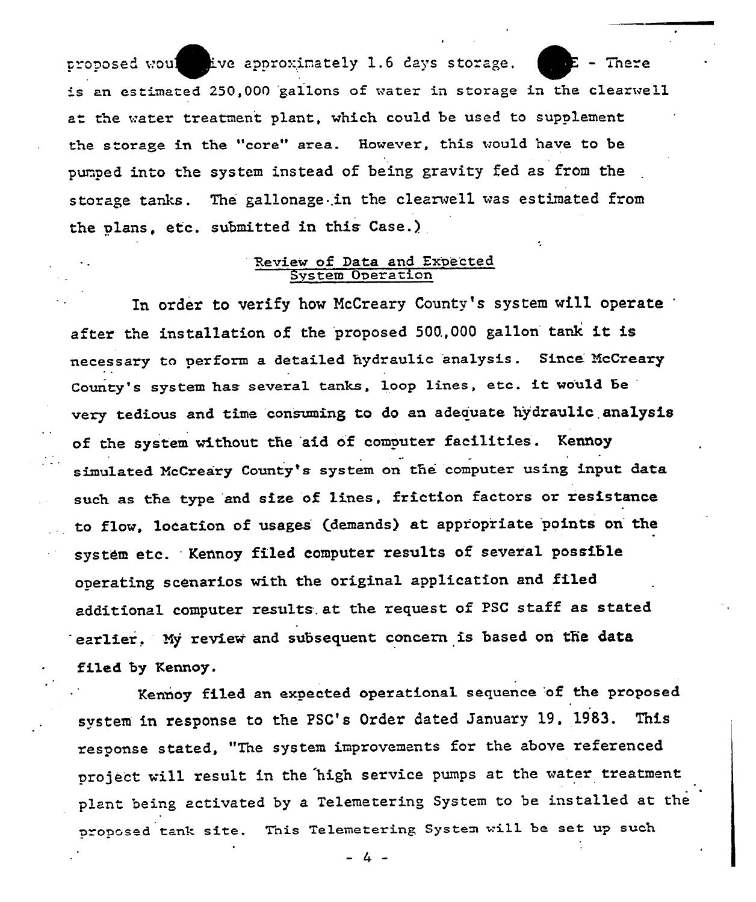proposed woul[ ]ive approximately 1.6 days storage. [ ]E - There is an estimated 250,000 gallons of water in storage in the clearwell at the water treatment plant, which could be used to supplement the storage in the "core" area. However, this would have to be pumped into the system instead of being gravity fed as from the storage tanks. The gallonage in the clearwell was estimated from the plans, etc. submitted in this Case.)

## Review of Data and Expected System Operation

In order to verify how McCreary County's system will operate after the installation of the proposed 500,000 gallon tank it is necessary to perform a detailed hydraulic analysis. Since McCreary County's system has several tanks, loop lines, etc. it would be very tedious and time consuming to do an adequate hydraulic analysis of the system without the aid of computer facilities. Kennoy simulated McCreary County's system on the computer using input data such as the type and size of lines, friction factors or resistance to flow, location of usages (demands) at appropriate points on the system etc. Kennoy filed computer results of several possible operating scenarios with the original application and filed additional computer results at the request of PSC staff as stated earlier. My review and subsequent concern is based on the data filed by Kennoy.

Kennoy filed an expected operational sequence of the proposed system in response to the PSC's Order dated January 19, 1983. This response stated, "The system improvements for the above referenced project will result in the high service pumps at the water treatment plant being activated by a Telemetering System to be installed at the proposed tank site. This Telemetering System will be set up such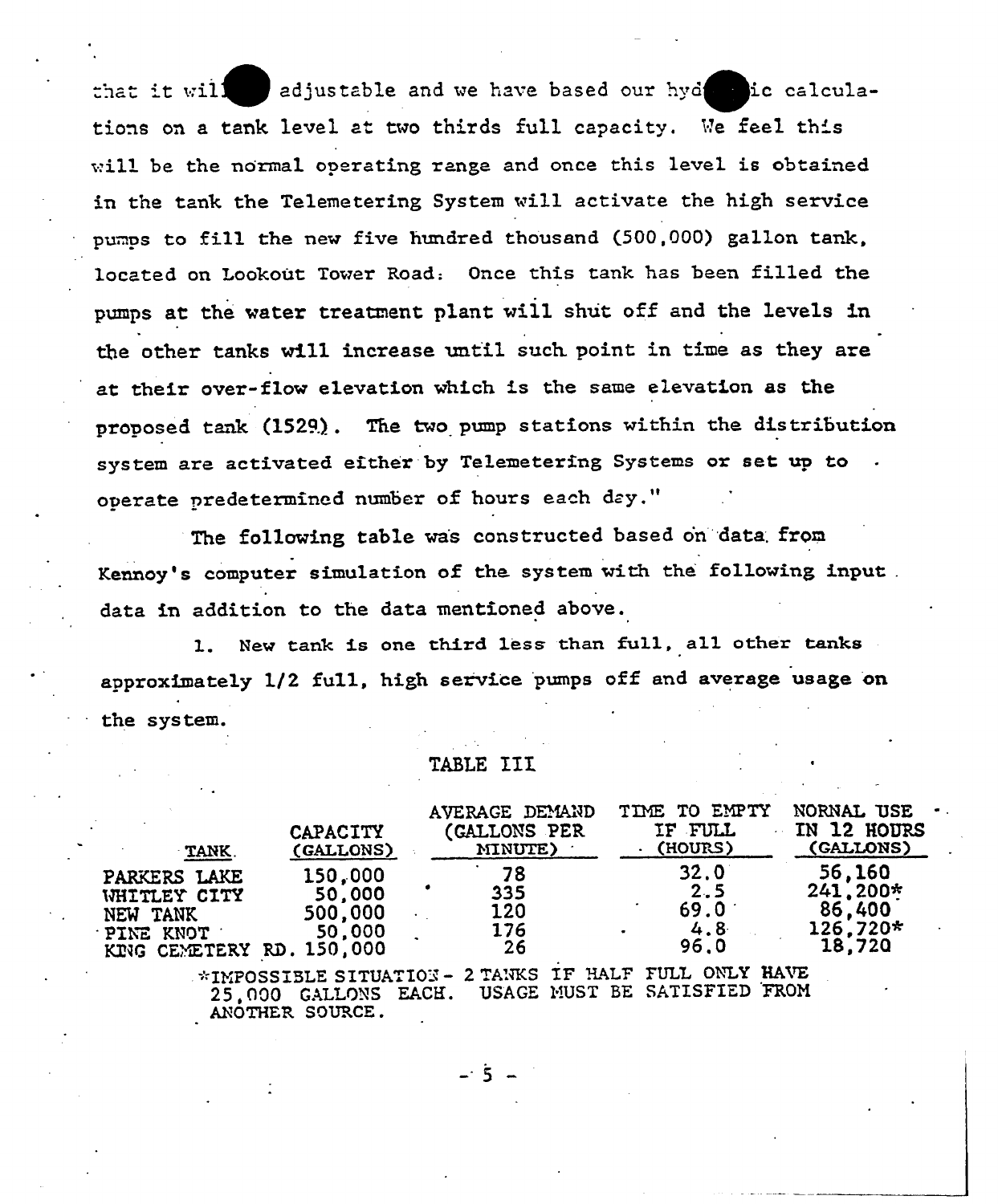that it will [redacted] adjustable and we have based our hyd[redacted]ic calculations on a tank level at two thirds full capacity. We feel this will be the normal operating range and once this level is obtained in the tank the Telemetering System will activate the high service pumps to fill the new five hundred thousand (500,000) gallon tank, located on Lookout Tower Road. Once this tank has been filled the pumps at the water treatment plant will shut off and the levels in the other tanks will increase until such point in time as they are at their over-flow elevation which is the same elevation as the proposed tank (1529). The two pump stations within the distribution system are activated either by Telemetering Systems or set up to operate predetermined number of hours each day."

The following table was constructed based on data from Kennoy's computer simulation of the system with the following input data in addition to the data mentioned above.

1. New tank is one third less than full, all other tanks approximately 1/2 full, high service pumps off and average usage on the system.

TABLE III

| TANK | CAPACITY (GALLONS) | AVERAGE DEMAND (GALLONS PER MINUTE) | TIME TO EMPTY IF FULL (HOURS) | NORMAL USE IN 12 HOURS (GALLONS) |
|---|---|---|---|---|
| PARKERS LAKE | 150,000 | 78 | 32.0 | 56,160 |
| WHITLEY CITY | 50,000 | 335 | 2.5 | 241,200* |
| NEW TANK | 500,000 | 120 | 69.0 | 86,400 |
| PINE KNOT | 50,000 | 176 | 4.8 | 126,720* |
| KING CEMETERY RD. | 150,000 | 26 | 96.0 | 18,720 |

*IMPOSSIBLE SITUATION - 2 TANKS IF HALF FULL ONLY HAVE 25,000 GALLONS EACH. USAGE MUST BE SATISFIED FROM ANOTHER SOURCE.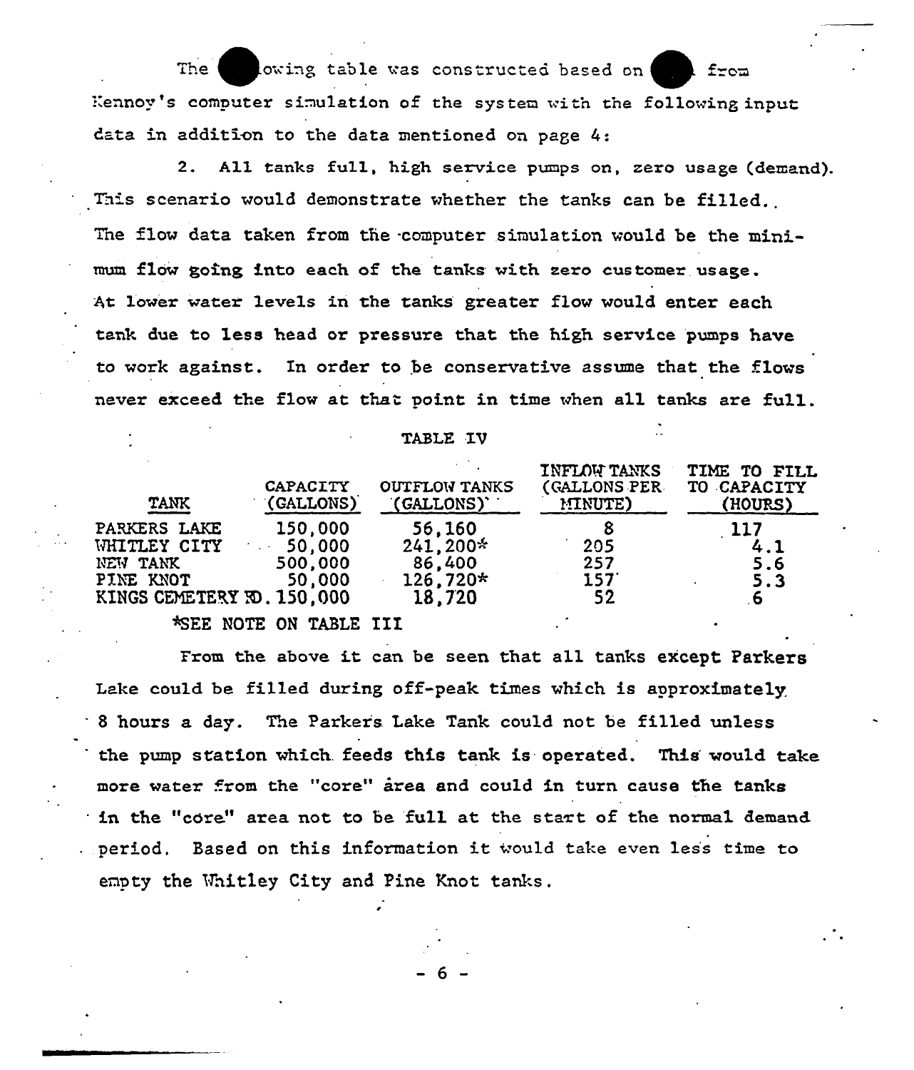The following table was constructed based on data from Kennoy's computer simulation of the system with the following input data in addition to the data mentioned on page 4:

2. All tanks full, high service pumps on, zero usage (demand). This scenario would demonstrate whether the tanks can be filled. The flow data taken from the computer simulation would be the minimum flow going into each of the tanks with zero customer usage. At lower water levels in the tanks greater flow would enter each tank due to less head or pressure that the high service pumps have to work against. In order to be conservative assume that the flows never exceed the flow at that point in time when all tanks are full.

TABLE IV

| TANK | CAPACITY (GALLONS) | OUTFLOW TANKS (GALLONS) | INFLOW TANKS (GALLONS PER MINUTE) | TIME TO FILL TO CAPACITY (HOURS) |
|---|---|---|---|---|
| PARKERS LAKE | 150,000 | 56,160 | 8 | 117 |
| WHITLEY CITY | 50,000 | 241,200* | 205 | 4.1 |
| NEW TANK | 500,000 | 86,400 | 257 | 5.6 |
| PINE KNOT | 50,000 | 126,720* | 157 | 5.3 |
| KINGS CEMETERY RD. | 150,000 | 18,720 | 52 | 6 |

*SEE NOTE ON TABLE III

From the above it can be seen that all tanks except Parkers Lake could be filled during off-peak times which is approximately 8 hours a day. The Parkers Lake Tank could not be filled unless the pump station which feeds this tank is operated. This would take more water from the "core" area and could in turn cause the tanks in the "core" area not to be full at the start of the normal demand period. Based on this information it would take even less time to empty the Whitley City and Pine Knot tanks.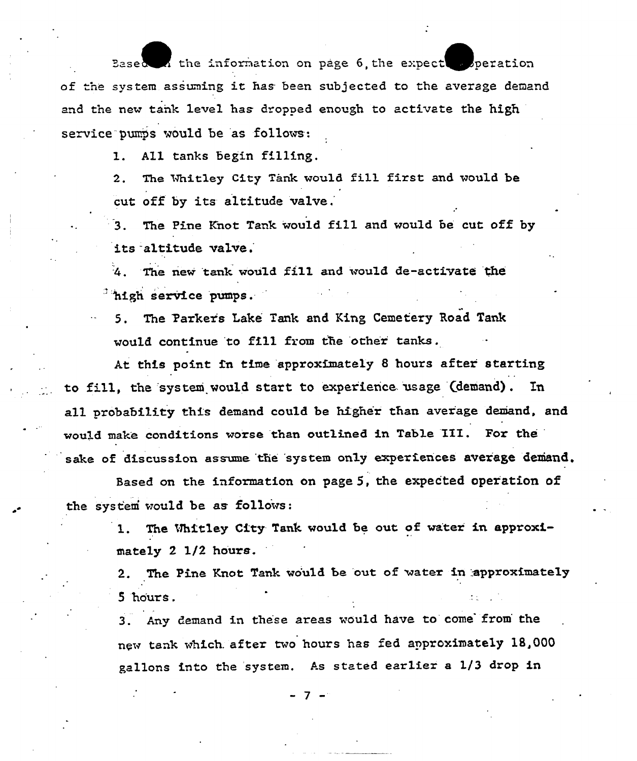Based on the information on page 6, the expected operation of the system assuming it has been subjected to the average demand and the new tank level has dropped enough to activate the high service pumps would be as follows:

1. All tanks begin filling.
2. The Whitley City Tank would fill first and would be cut off by its altitude valve.
3. The Pine Knot Tank would fill and would be cut off by its altitude valve.
4. The new tank would fill and would de-activate the high service pumps.
5. The Parkers Lake Tank and King Cemetery Road Tank would continue to fill from the other tanks.

At this point in time approximately 8 hours after starting to fill, the system would start to experience usage (demand). In all probability this demand could be higher than average demand, and would make conditions worse than outlined in Table III. For the sake of discussion assume the system only experiences average demand.

Based on the information on page 5, the expected operation of the system would be as follows:

1. The Whitley City Tank would be out of water in approximately 2 1/2 hours.
2. The Pine Knot Tank would be out of water in approximately 5 hours.
3. Any demand in these areas would have to come from the new tank which after two hours has fed approximately 18,000 gallons into the system. As stated earlier a 1/3 drop in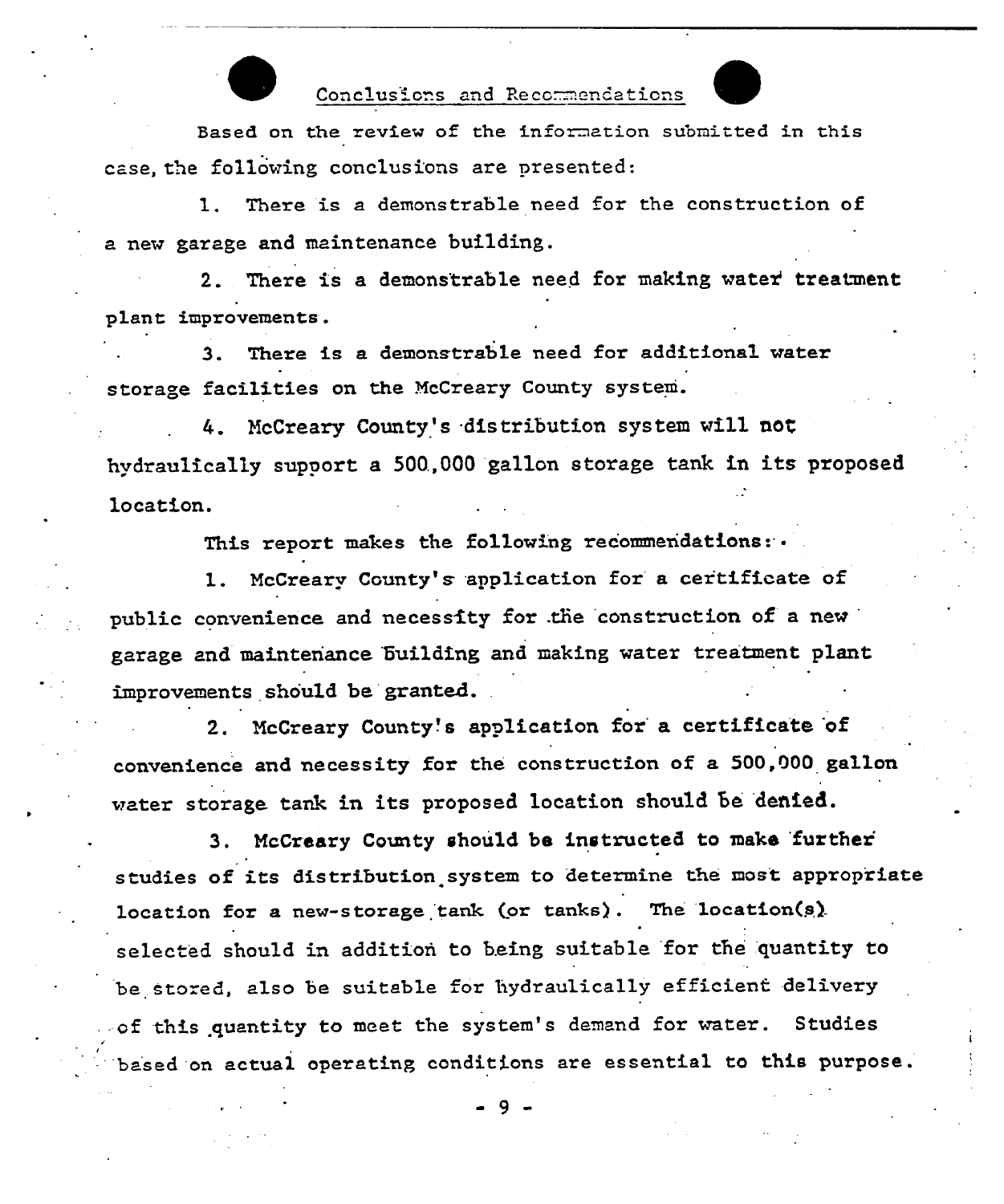## Conclusions and Recommendations

Based on the review of the information submitted in this case, the following conclusions are presented:

1. There is a demonstrable need for the construction of a new garage and maintenance building.

2. There is a demonstrable need for making water treatment plant improvements.

3. There is a demonstrable need for additional water storage facilities on the McCreary County system.

4. McCreary County's distribution system will not hydraulically support a 500,000 gallon storage tank in its proposed location.

This report makes the following recommendations:

1. McCreary County's application for a certificate of public convenience and necessity for the construction of a new garage and maintenance building and making water treatment plant improvements should be granted.

2. McCreary County's application for a certificate of convenience and necessity for the construction of a 500,000 gallon water storage tank in its proposed location should be denied.

3. McCreary County should be instructed to make further studies of its distribution system to determine the most appropriate location for a new storage tank (or tanks). The location(s) selected should in addition to being suitable for the quantity to be stored, also be suitable for hydraulically efficient delivery of this quantity to meet the system's demand for water. Studies based on actual operating conditions are essential to this purpose.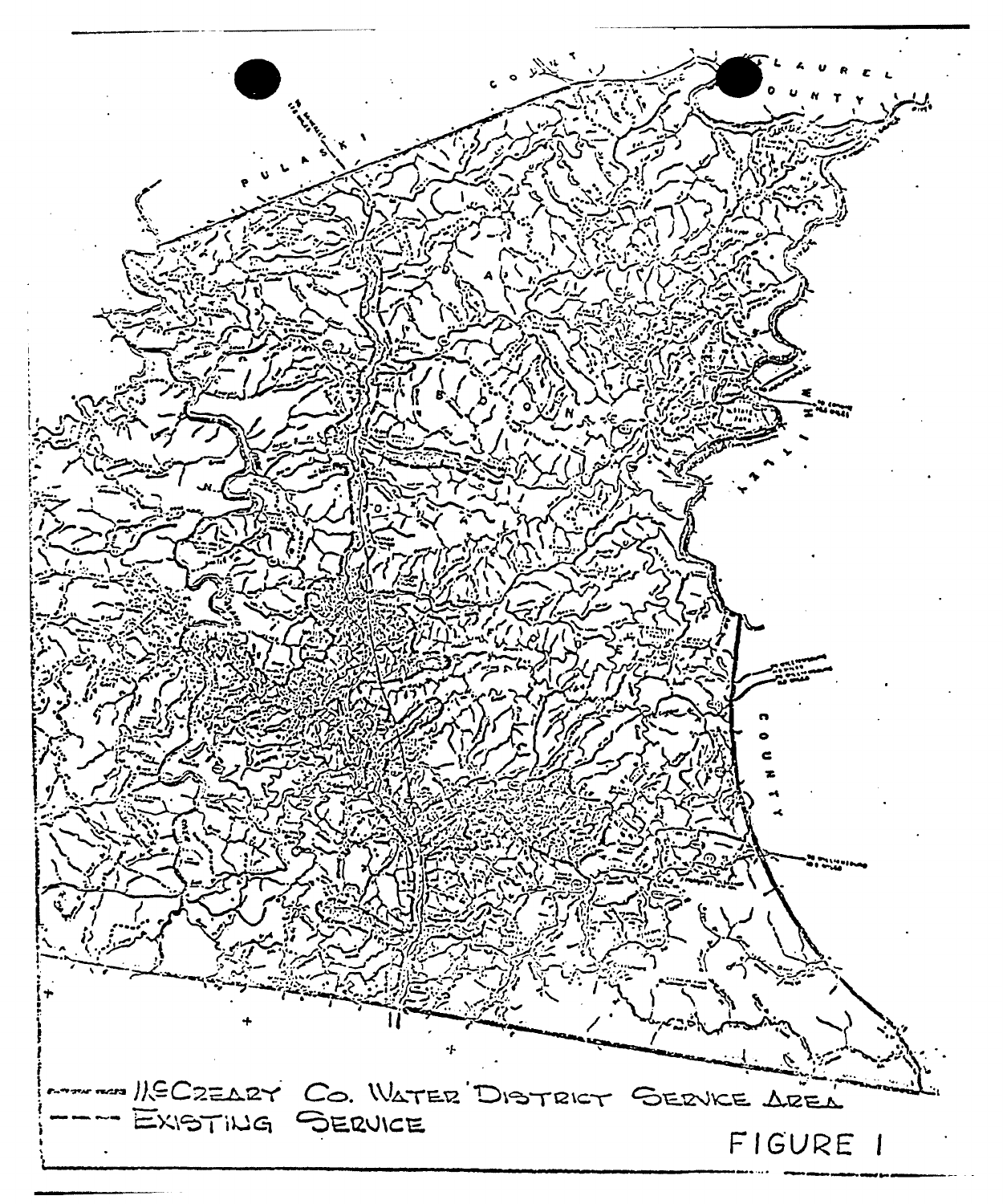McCREARY Co. WATER DISTRICT SERVICE AREA

--- EXISTING SERVICE

FIGURE 1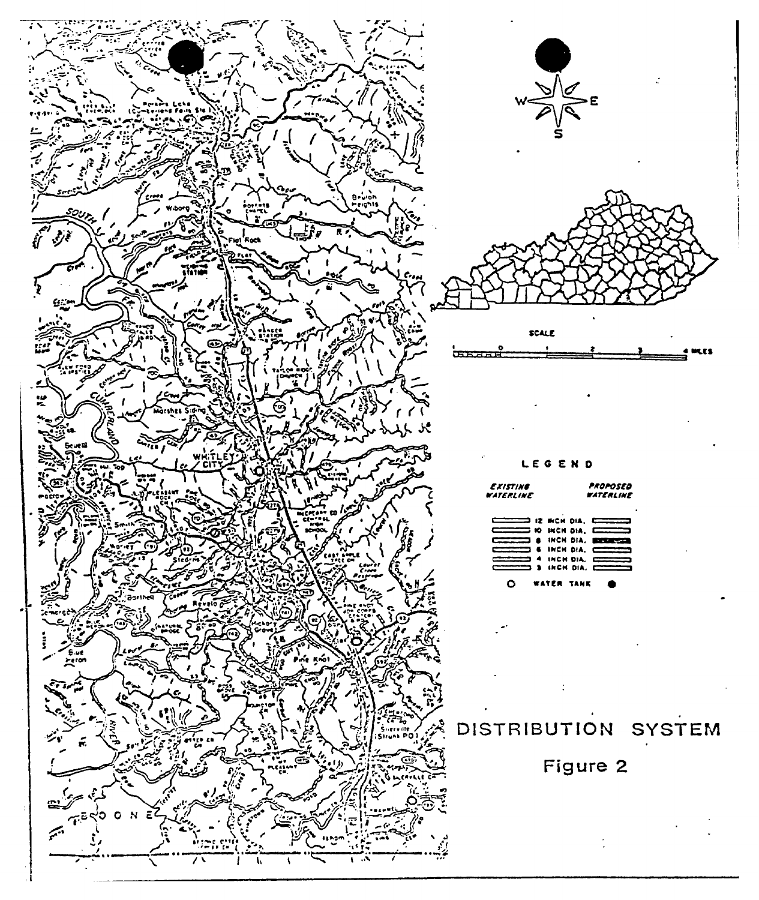LEGEND

| EXISTING WATERLINE | | PROPOSED WATERLINE |
|---|---|---|
| | 12 INCH DIA. | |
| | 10 INCH DIA. | |
| | 8 INCH DIA. | |
| | 6 INCH DIA. | |
| | 4 INCH DIA. | |
| | 3 INCH DIA. | |
| ○ | WATER TANK | ● |

SCALE

1 0 1 2 3 4 MILES

DISTRIBUTION SYSTEM

Figure 2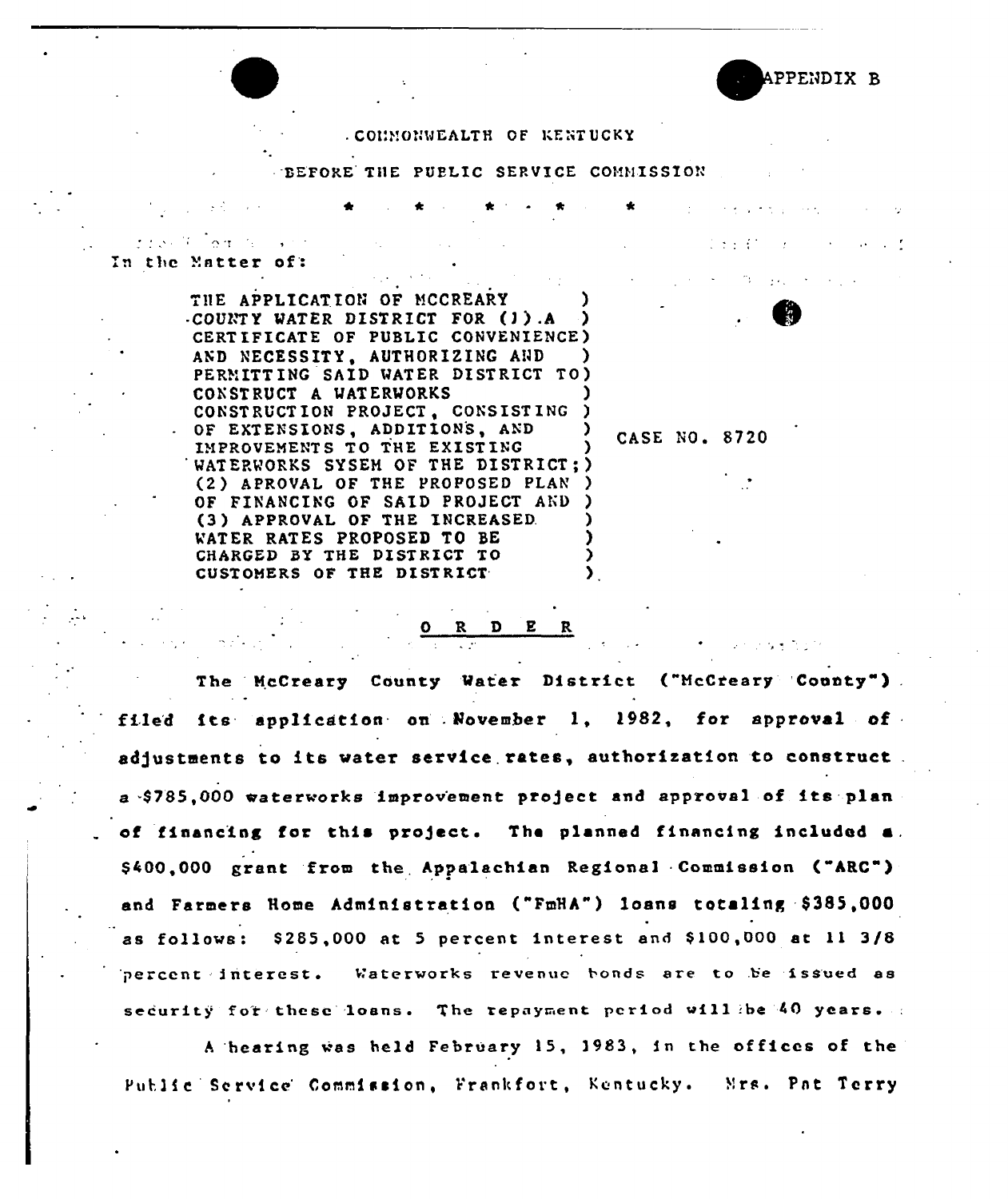APPENDIX B

COMMONWEALTH OF KENTUCKY

BEFORE THE PUBLIC SERVICE COMMISSION

\* \* \* \* \*

In the Matter of:

| | |
|---|---|
| THE APPLICATION OF MCCREARY COUNTY WATER DISTRICT FOR (1) A CERTIFICATE OF PUBLIC CONVENIENCE AND NECESSITY, AUTHORIZING AND PERMITTING SAID WATER DISTRICT TO CONSTRUCT A WATERWORKS CONSTRUCTION PROJECT, CONSISTING OF EXTENSIONS, ADDITIONS, AND IMPROVEMENTS TO THE EXISTING WATERWORKS SYSEM OF THE DISTRICT; (2) APROVAL OF THE PROPOSED PLAN OF FINANCING OF SAID PROJECT AND (3) APPROVAL OF THE INCREASED WATER RATES PROPOSED TO BE CHARGED BY THE DISTRICT TO CUSTOMERS OF THE DISTRICT | CASE NO. 8720 |

<u>O R D E R</u>

The McCreary County Water District ("McCreary County") filed its application on November 1, 1982, for approval of adjustments to its water service rates, authorization to construct a $785,000 waterworks improvement project and approval of its plan of financing for this project. The planned financing included a $400,000 grant from the Appalachian Regional Commission ("ARC") and Farmers Home Administration ("FmHA") loans totaling $385,000 as follows: $285,000 at 5 percent interest and $100,000 at 11 3/8 percent interest. Waterworks revenue bonds are to be issued as security for these loans. The repayment period will be 40 years.

A hearing was held February 15, 1983, in the offices of the Public Service Commission, Frankfort, Kentucky. Mrs. Pat Terry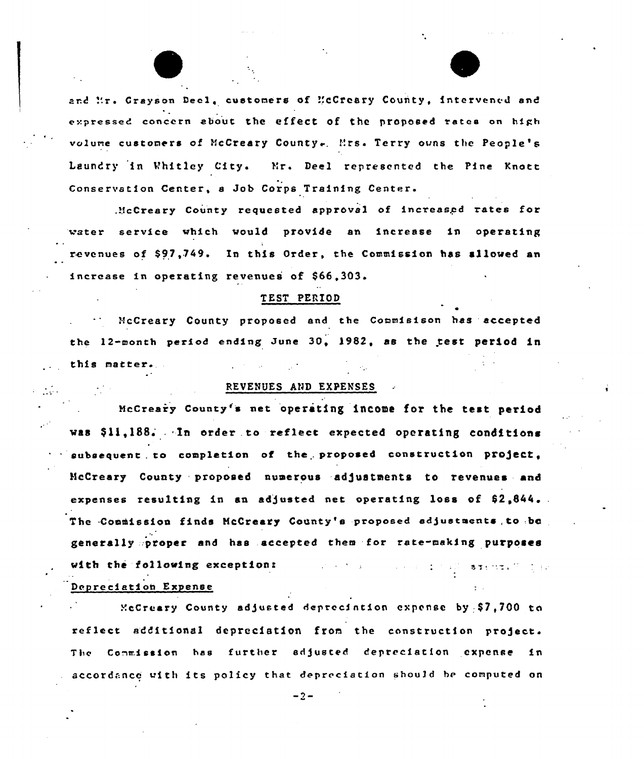and Mr. Grayson Deel, customers of McCreary County, intervened and expressed concern about the effect of the proposed rates on high volume customers of McCreary County. Mrs. Terry owns the People's Laundry in Whitley City. Mr. Deel represented the Pine Knott Conservation Center, a Job Corps Training Center.

McCreary County requested approval of increased rates for water service which would provide an increase in operating revenues of $97,749. In this Order, the Commission has allowed an increase in operating revenues of $66,303.

## TEST PERIOD

McCreary County proposed and the Commisison has accepted the 12-month period ending June 30, 1982, as the test period in this matter.

## REVENUES AND EXPENSES

McCreary County's net operating income for the test period was $11,188. In order to reflect expected operating conditions subsequent to completion of the proposed construction project, McCreary County proposed numerous adjustments to revenues and expenses resulting in an adjusted net operating loss of $2,844. The Commission finds McCreary County's proposed adjustments to be generally proper and has accepted them for rate-making purposes with the following exception:

### Depreciation Expense

McCreary County adjusted depreciation expense by $7,700 to reflect additional depreciation from the construction project. The Commission has further adjusted depreciation expense in accordance with its policy that depreciation should be computed on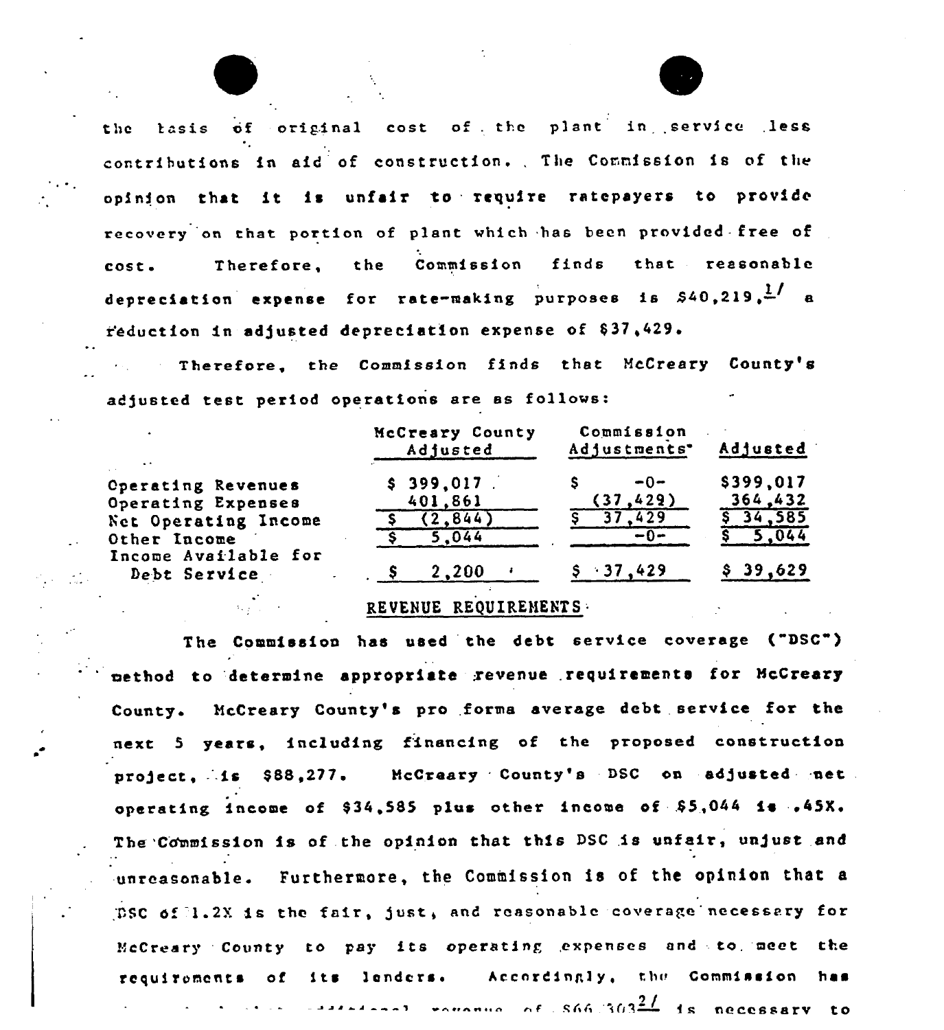the basis of original cost of the plant in service less contributions in aid of construction. The Commission is of the opinion that it is unfair to require ratepayers to provide recovery on that portion of plant which has been provided free of cost. Therefore, the Commission finds that reasonable depreciation expense for rate-making purposes is $40,219,[1] a reduction in adjusted depreciation expense of $37,429.

Therefore, the Commission finds that McCreary County's adjusted test period operations are as follows:

| | McCreary County Adjusted | Commission Adjustments | Adjusted |
|---|---|---|---|
| Operating Revenues | $ 399,017 | $ -0- | $399,017 |
| Operating Expenses | 401,861 | (37,429) | 364,432 |
| Net Operating Income | $ (2,844) | $ 37,429 | $ 34,585 |
| Other Income | $ 5,044 | -0- | $ 5,044 |
| Income Available for Debt Service | $ 2,200 | $ 37,429 | $ 39,629 |

## REVENUE REQUIREMENTS

The Commission has used the debt service coverage ("DSC") method to determine appropriate revenue requirements for McCreary County. McCreary County's pro forma average debt service for the next 5 years, including financing of the proposed construction project, is $88,277. McCreary County's DSC on adjusted net operating income of $34,585 plus other income of $5,044 is .45X. The Commission is of the opinion that this DSC is unfair, unjust and unreasonable. Furthermore, the Commission is of the opinion that a DSC of 1.2X is the fair, just, and reasonable coverage necessary for McCreary County to pay its operating expenses and to meet the requirements of its lenders. Accordingly, the Commission has ... additional revenue of $66,303[2] is necessary to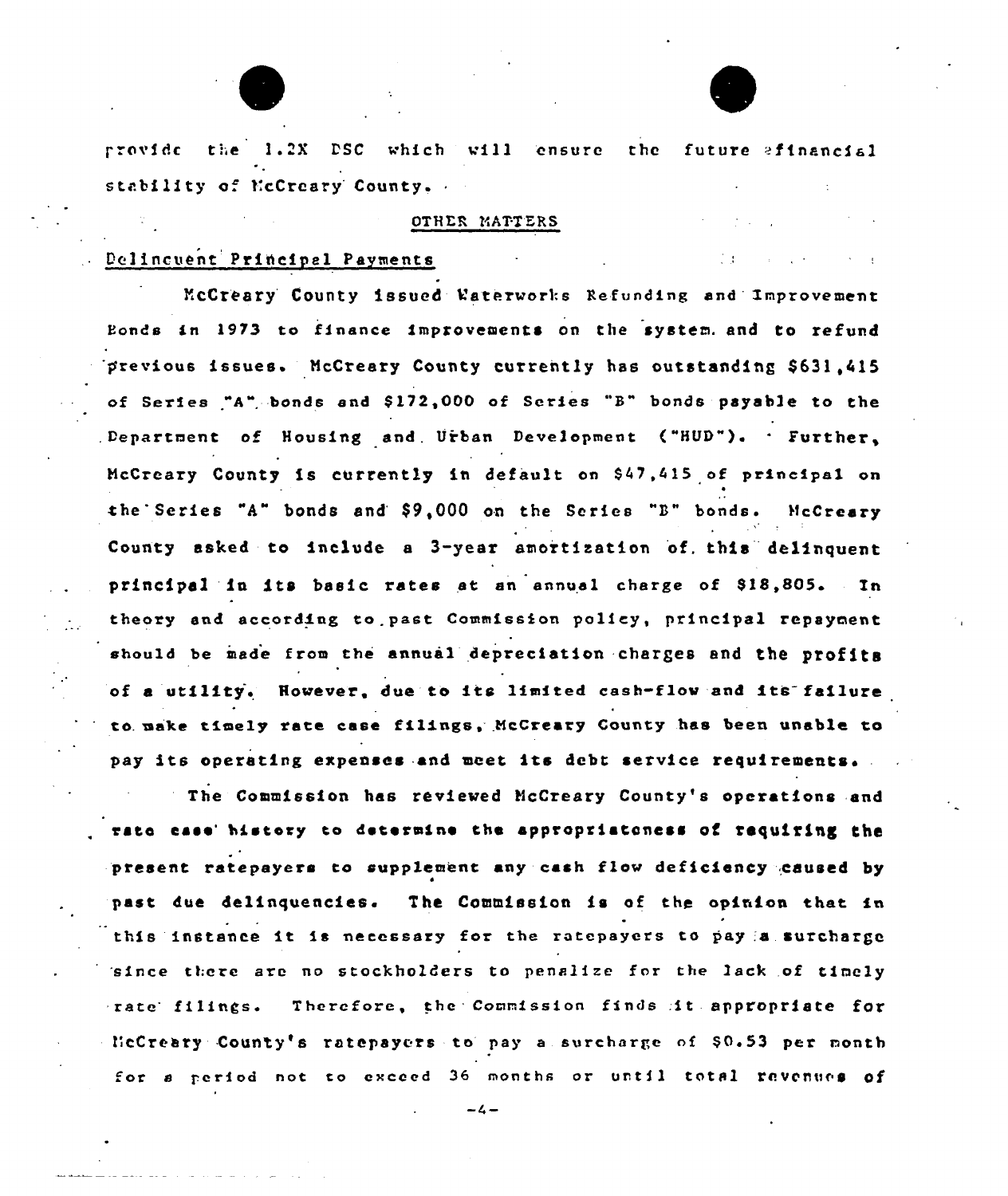provide the 1.2X DSC which will ensure the future financial stability of McCreary County.

## OTHER MATTERS

### Delinquent Principal Payments

McCreary County issued Waterworks Refunding and Improvement Bonds in 1973 to finance improvements on the system and to refund previous issues. McCreary County currently has outstanding $631,415 of Series "A" bonds and $172,000 of Series "B" bonds payable to the Department of Housing and Urban Development ("HUD"). Further, McCreary County is currently in default on $47,415 of principal on the Series "A" bonds and $9,000 on the Series "B" bonds. McCreary County asked to include a 3-year amortization of this delinquent principal in its basic rates at an annual charge of $18,805. In theory and according to past Commission policy, principal repayment should be made from the annual depreciation charges and the profits of a utility. However, due to its limited cash-flow and its failure to make timely rate case filings, McCreary County has been unable to pay its operating expenses and meet its debt service requirements.

The Commission has reviewed McCreary County's operations and rate case history to determine the appropriateness of requiring the present ratepayers to supplement any cash flow deficiency caused by past due delinquencies. The Commission is of the opinion that in this instance it is necessary for the ratepayers to pay a surcharge since there are no stockholders to penalize for the lack of timely rate filings. Therefore, the Commission finds it appropriate for McCreary County's ratepayers to pay a surcharge of $0.53 per month for a period not to exceed 36 months or until total revenues of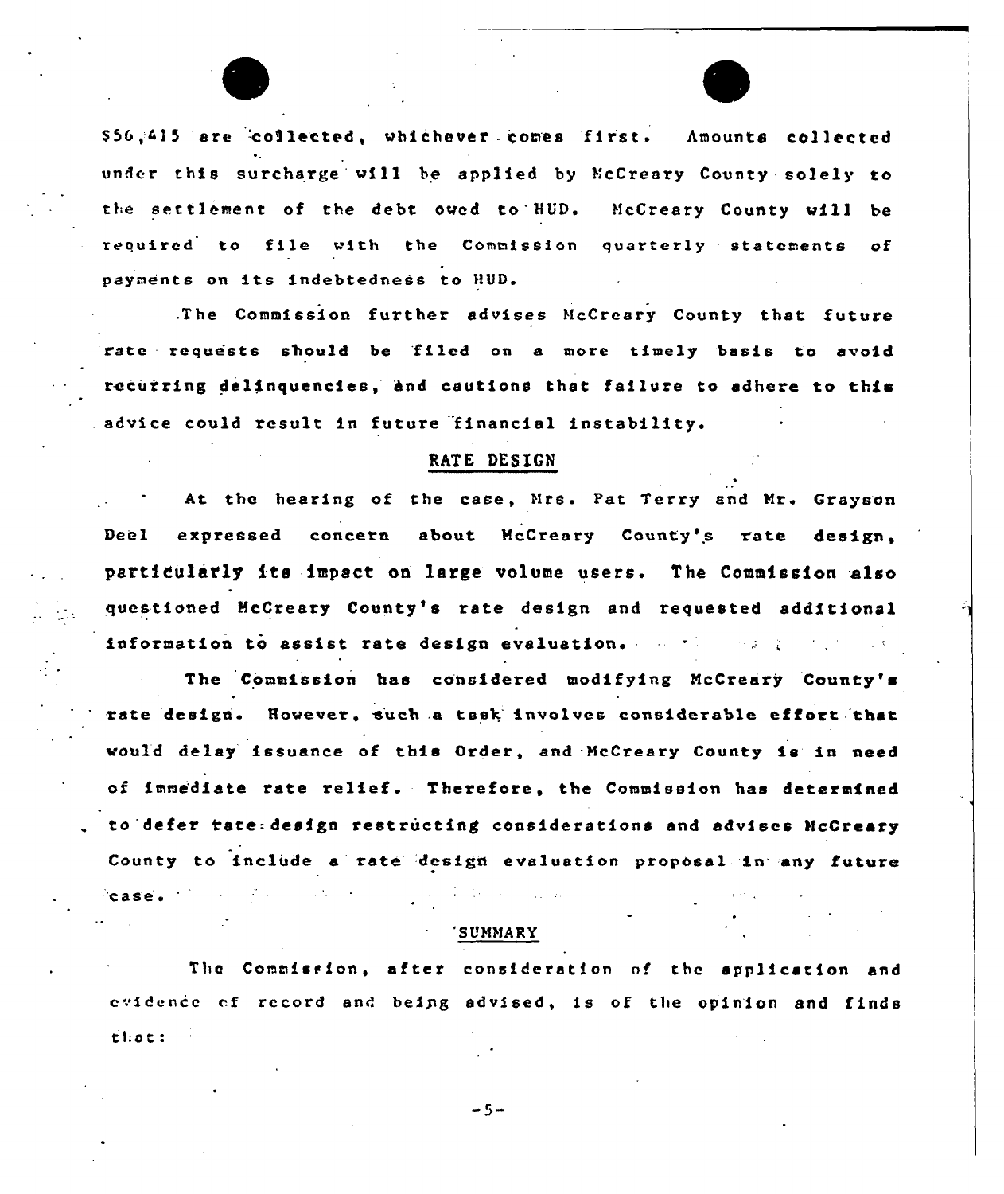$56,415 are collected, whichever comes first. Amounts collected under this surcharge will be applied by McCreary County solely to the settlement of the debt owed to HUD. McCreary County will be required to file with the Commission quarterly statements of payments on its indebtedness to HUD.

The Commission further advises McCreary County that future rate requests should be filed on a more timely basis to avoid recurring delinquencies, and cautions that failure to adhere to this advice could result in future financial instability.

## RATE DESIGN

At the hearing of the case, Mrs. Pat Terry and Mr. Grayson Deel expressed concern about McCreary County's rate design, particularly its impact on large volume users. The Commission also questioned McCreary County's rate design and requested additional information to assist rate design evaluation.

The Commission has considered modifying McCreary County's rate design. However, such a task involves considerable effort that would delay issuance of this Order, and McCreary County is in need of immediate rate relief. Therefore, the Commission has determined to defer rate design restructing considerations and advises McCreary County to include a rate design evaluation proposal in any future case.

## SUMMARY

The Commission, after consideration of the application and evidence of record and being advised, is of the opinion and finds that: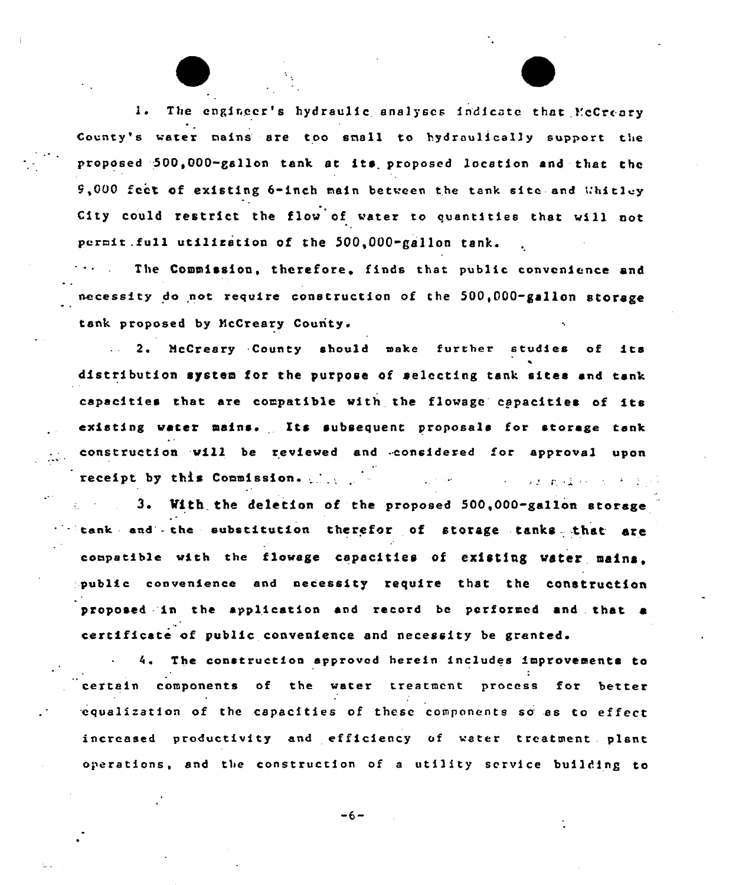1. The engineer's hydraulic analyses indicate that McCreary County's water mains are too small to hydraulically support the proposed 500,000-gallon tank at its proposed location and that the 9,000 feet of existing 6-inch main between the tank site and Whitley City could restrict the flow of water to quantities that will not permit full utilization of the 500,000-gallon tank.

The Commission, therefore, finds that public convenience and necessity do not require construction of the 500,000-gallon storage tank proposed by McCreary County.

2. McCreary County should make further studies of its distribution system for the purpose of selecting tank sites and tank capacities that are compatible with the flowage capacities of its existing water mains. Its subsequent proposals for storage tank construction will be reviewed and considered for approval upon receipt by this Commission.

3. With the deletion of the proposed 500,000-gallon storage tank and the substitution therefor of storage tanks that are compatible with the flowage capacities of existing water mains, public convenience and necessity require that the construction proposed in the application and record be performed and that a certificate of public convenience and necessity be granted.

4. The construction approved herein includes improvements to certain components of the water treatment process for better equalization of the capacities of these components so as to effect increased productivity and efficiency of water treatment plant operations, and the construction of a utility service building to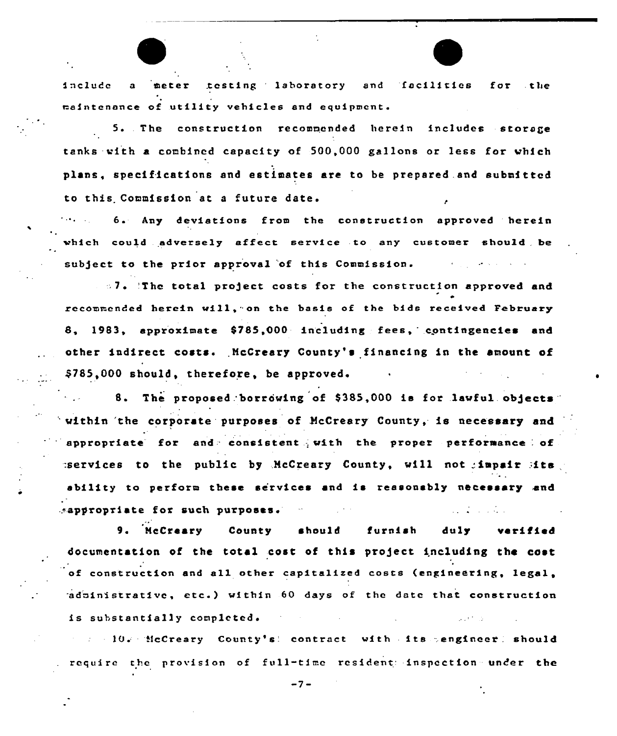include a meter testing laboratory and facilities for the maintenance of utility vehicles and equipment.

5. The construction recommended herein includes storage tanks with a combined capacity of 500,000 gallons or less for which plans, specifications and estimates are to be prepared and submitted to this Commission at a future date.

6. Any deviations from the construction approved herein which could adversely affect service to any customer should be subject to the prior approval of this Commission.

7. The total project costs for the construction approved and recommended herein will, on the basis of the bids received February 8, 1983, approximate $785,000 including fees, contingencies and other indirect costs. McCreary County's financing in the amount of $785,000 should, therefore, be approved.

8. The proposed borrowing of $385,000 is for lawful objects within the corporate purposes of McCreary County, is necessary and appropriate for and consistent with the proper performance of services to the public by McCreary County, will not impair its ability to perform these services and is reasonably necessary and appropriate for such purposes.

9. McCreary County should furnish duly verified documentation of the total cost of this project including the cost of construction and all other capitalized costs (engineering, legal, administrative, etc.) within 60 days of the date that construction is substantially completed.

10. McCreary County's contract with its engineer should require the provision of full-time resident inspection under the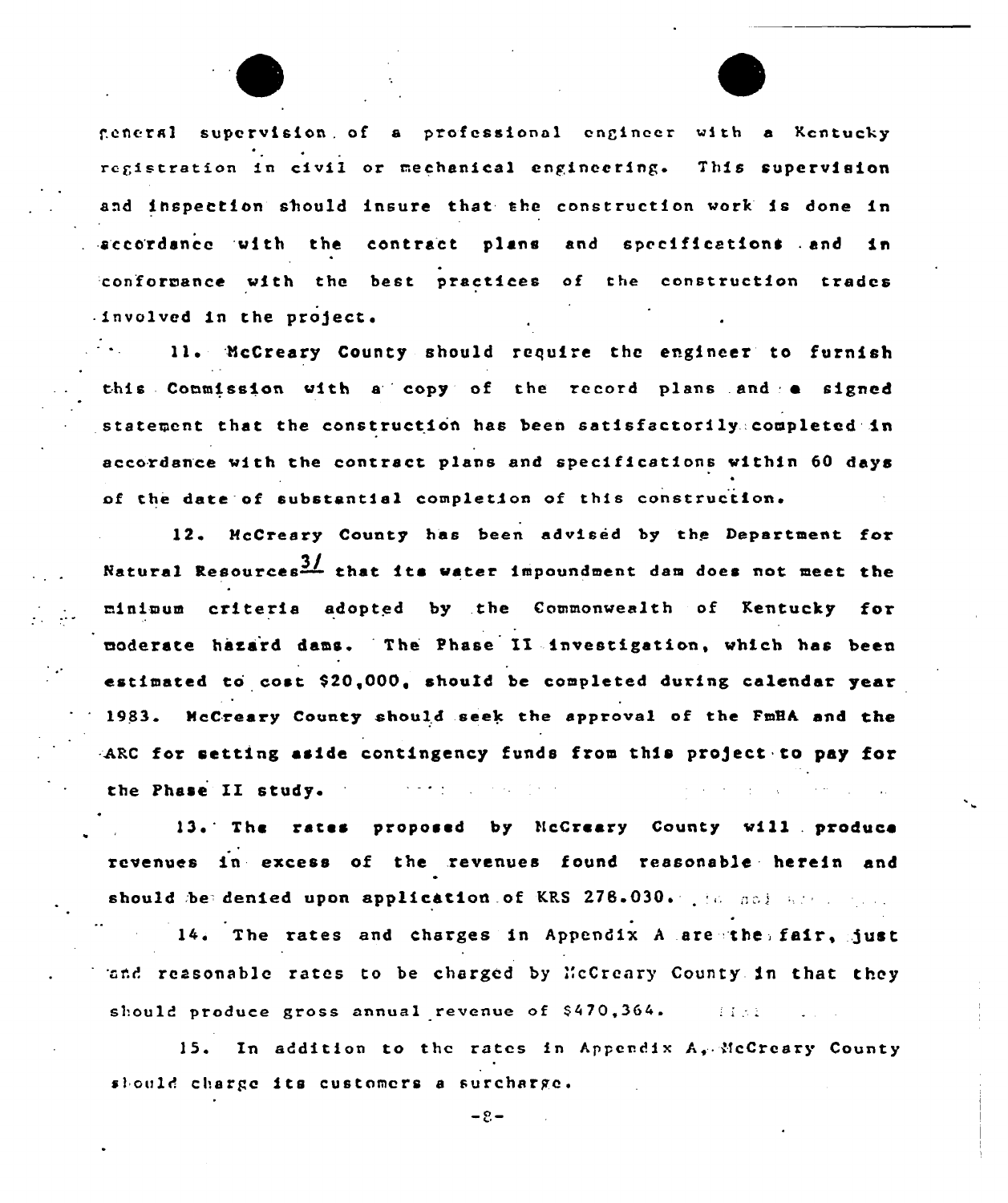general supervision of a professional engineer with a Kentucky registration in civil or mechanical engineering. This supervision and inspection should insure that the construction work is done in accordance with the contract plans and specifications and in conformance with the best practices of the construction trades involved in the project.

11. McCreary County should require the engineer to furnish this Commission with a copy of the record plans and a signed statement that the construction has been satisfactorily completed in accordance with the contract plans and specifications within 60 days of the date of substantial completion of this construction.

12. McCreary County has been advised by the Department for Natural Resources[3/] that its water impoundment dam does not meet the minimum criteria adopted by the Commonwealth of Kentucky for moderate hazard dams. The Phase II investigation, which has been estimated to cost $20,000, should be completed during calendar year 1983. McCreary County should seek the approval of the FmHA and the ARC for setting aside contingency funds from this project to pay for the Phase II study.

13. The rates proposed by McCreary County will produce revenues in excess of the revenues found reasonable herein and should be denied upon application of KRS 278.030.

14. The rates and charges in Appendix A are the fair, just and reasonable rates to be charged by McCreary County in that they should produce gross annual revenue of $470,364.

15. In addition to the rates in Appendix A, McCreary County should charge its customers a surcharge.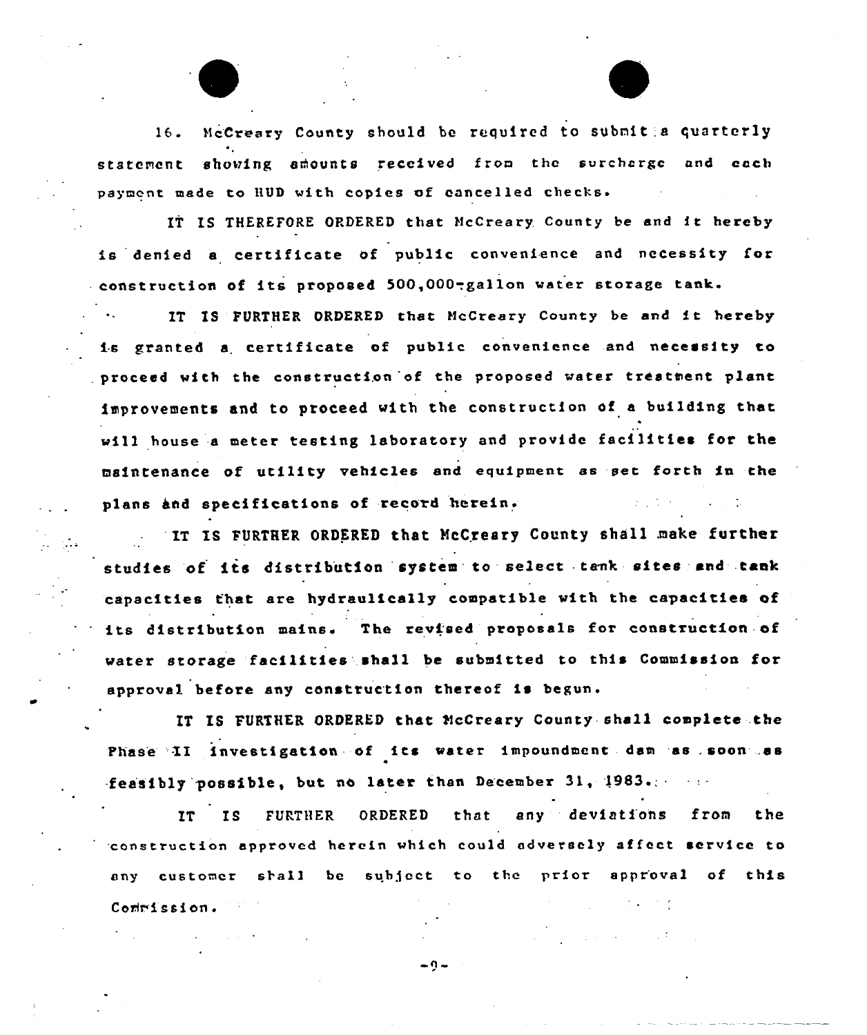16. McCreary County should be required to submit a quarterly statement showing amounts received from the surcharge and each payment made to HUD with copies of cancelled checks.

IT IS THEREFORE ORDERED that McCreary County be and it hereby is denied a certificate of public convenience and necessity for construction of its proposed 500,000-gallon water storage tank.

IT IS FURTHER ORDERED that McCreary County be and it hereby is granted a certificate of public convenience and necessity to proceed with the construction of the proposed water treatment plant improvements and to proceed with the construction of a building that will house a meter testing laboratory and provide facilities for the maintenance of utility vehicles and equipment as set forth in the plans and specifications of record herein.

IT IS FURTHER ORDERED that McCreary County shall make further studies of its distribution system to select tank sites and tank capacities that are hydraulically compatible with the capacities of its distribution mains. The revised proposals for construction of water storage facilities shall be submitted to this Commission for approval before any construction thereof is begun.

IT IS FURTHER ORDERED that McCreary County shall complete the Phase II investigation of its water impoundment dam as soon as feasibly possible, but no later than December 31, 1983.

IT IS FURTHER ORDERED that any deviations from the construction approved herein which could adversely affect service to any customer shall be subject to the prior approval of this Commission.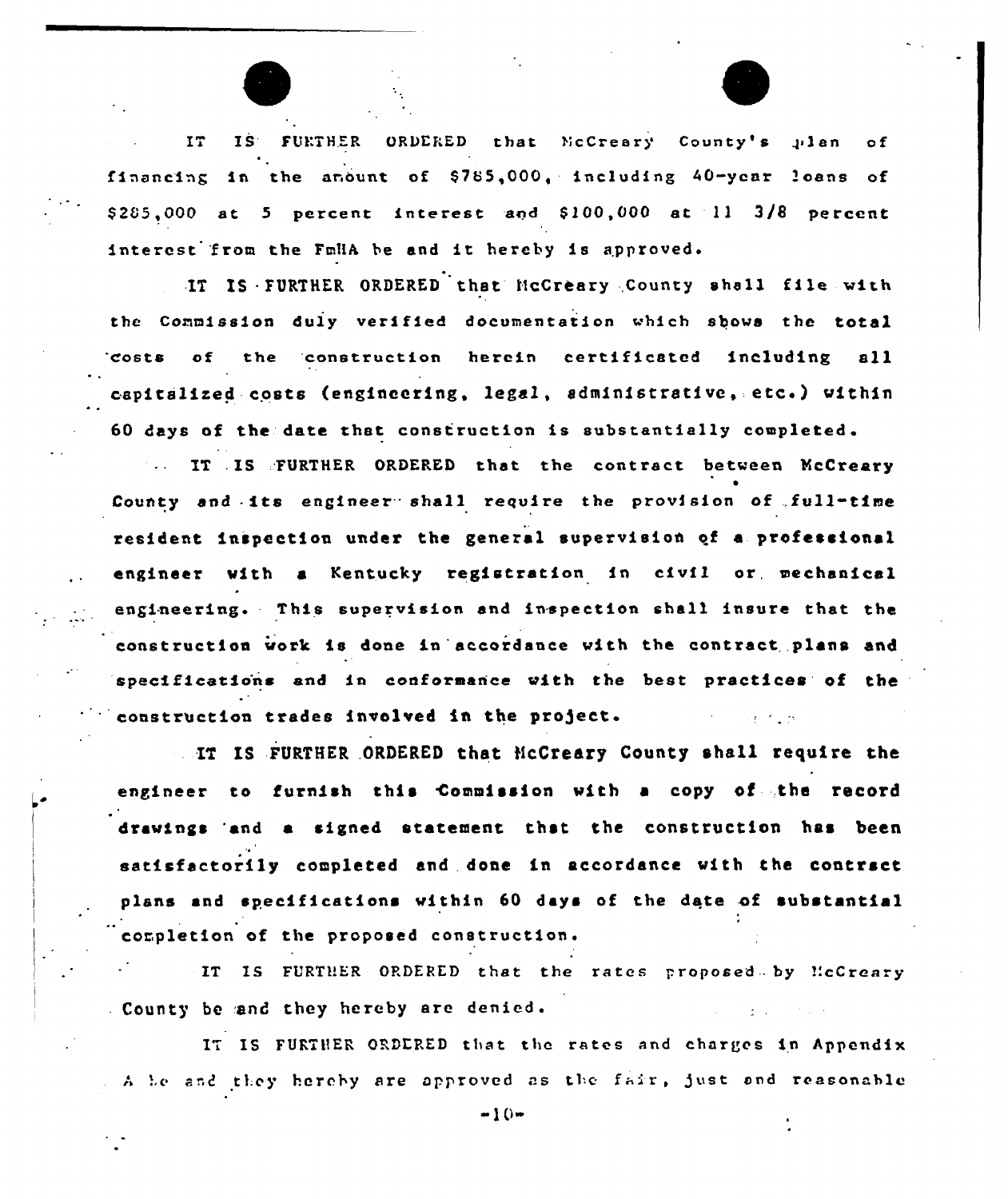IT IS FURTHER ORDERED that McCreary County's plan of financing in the amount of $785,000, including 40-year loans of $285,000 at 5 percent interest and $100,000 at 11 3/8 percent interest from the FmHA be and it hereby is approved.

IT IS FURTHER ORDERED that McCreary County shall file with the Commission duly verified documentation which shows the total costs of the construction herein certificated including all capitalized costs (engineering, legal, administrative, etc.) within 60 days of the date that construction is substantially completed.

IT IS FURTHER ORDERED that the contract between McCreary County and its engineer shall require the provision of full-time resident inspection under the general supervision of a professional engineer with a Kentucky registration in civil or mechanical engineering. This supervision and inspection shall insure that the construction work is done in accordance with the contract plans and specifications and in conformance with the best practices of the construction trades involved in the project.

IT IS FURTHER ORDERED that McCreary County shall require the engineer to furnish this Commission with a copy of the record drawings and a signed statement that the construction has been satisfactorily completed and done in accordance with the contract plans and specifications within 60 days of the date of substantial completion of the proposed construction.

IT IS FURTHER ORDERED that the rates proposed by McCreary County be and they hereby are denied.

IT IS FURTHER ORDERED that the rates and charges in Appendix A be and they hereby are approved as the fair, just and reasonable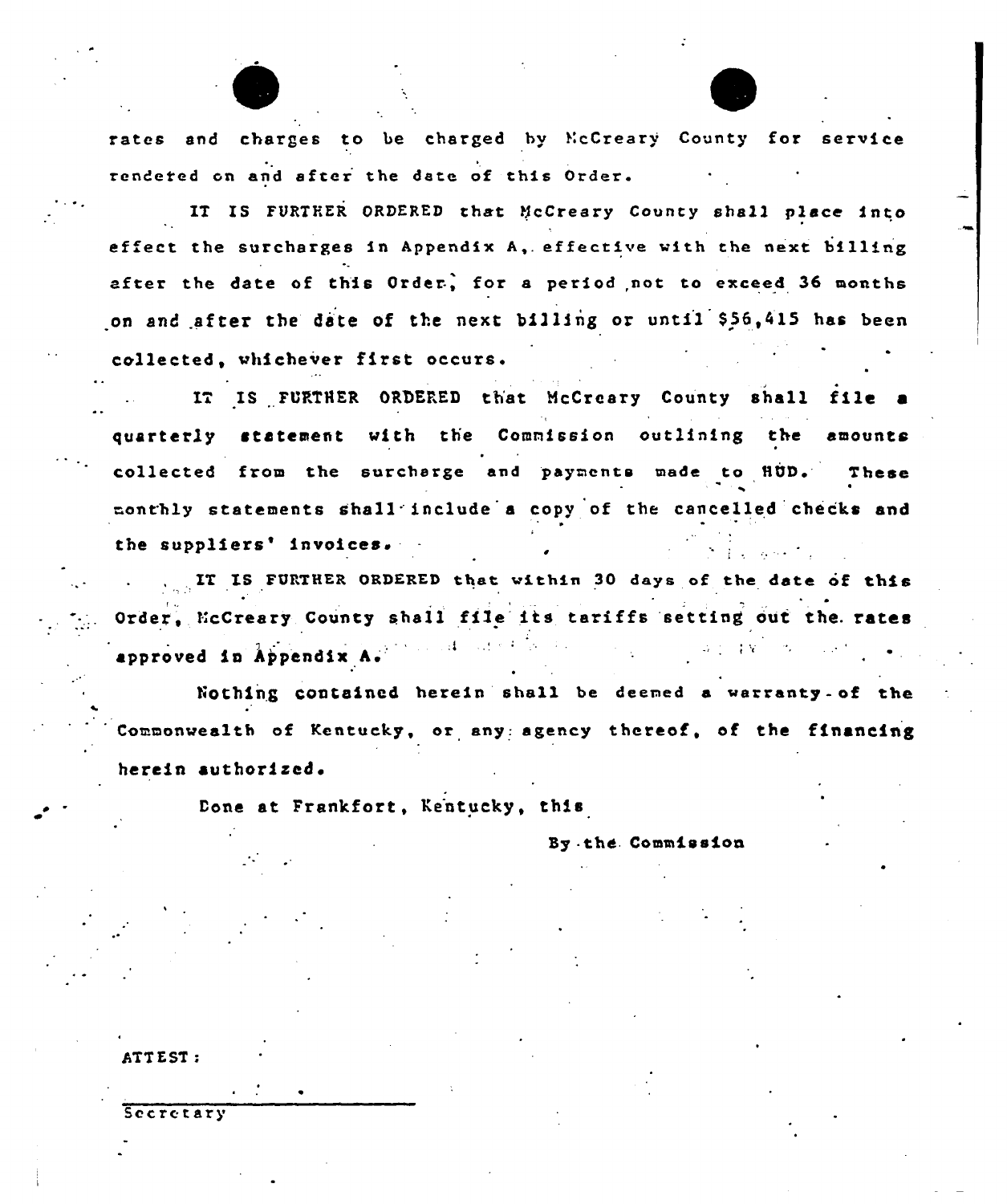rates and charges to be charged by McCreary County for service rendered on and after the date of this Order.

IT IS FURTHER ORDERED that McCreary County shall place into effect the surcharges in Appendix A, effective with the next billing after the date of this Order, for a period not to exceed 36 months on and after the date of the next billing or until $56,415 has been collected, whichever first occurs.

IT IS FURTHER ORDERED that McCreary County shall file a quarterly statement with the Commission outlining the amounts collected from the surcharge and payments made to HUD. These monthly statements shall include a copy of the cancelled checks and the suppliers' invoices.

IT IS FURTHER ORDERED that within 30 days of the date of this Order, McCreary County shall file its tariffs setting out the rates approved in Appendix A.

Nothing contained herein shall be deemed a warranty of the Commonwealth of Kentucky, or any agency thereof, of the financing herein authorized.

Done at Frankfort, Kentucky, this

By the Commission

ATTEST:

Secretary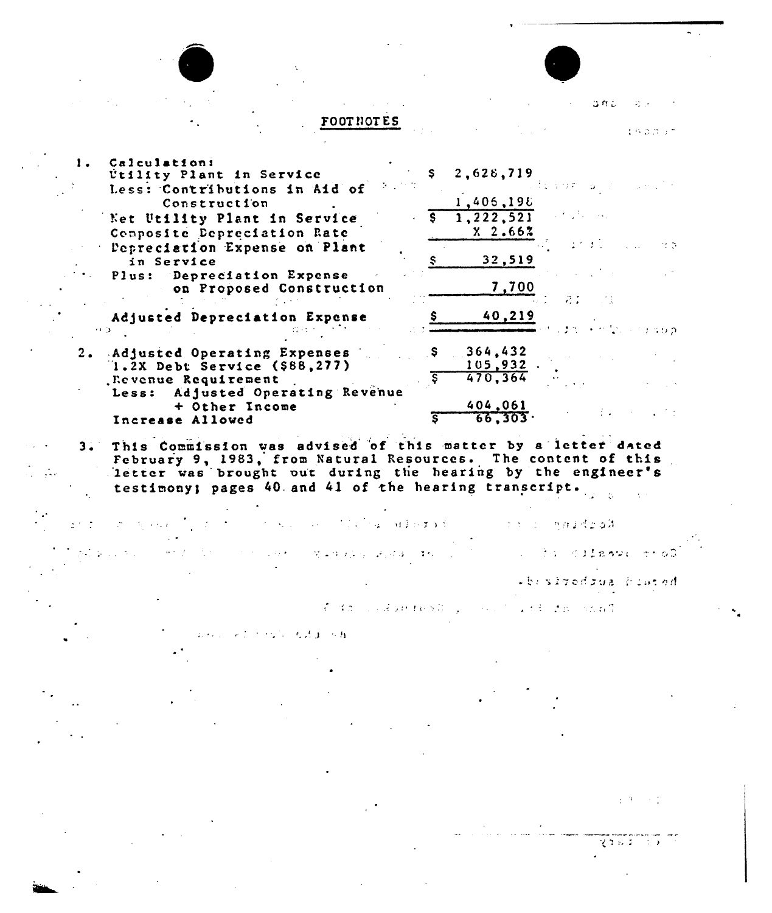## FOOTNOTES

1. Calculation:

| | |
|---|---|
| Utility Plant in Service | $ 2,628,719 |
| Less: Contributions in Aid of Construction | 1,406,198 |
| Net Utility Plant in Service | $ 1,222,521 |
| Composite Depreciation Rate | X 2.66% |
| Depreciation Expense on Plant in Service | $ 32,519 |
| Plus: Depreciation Expense on Proposed Construction | 7,700 |
| Adjusted Depreciation Expense | $ 40,219 |

2.

| | |
|---|---|
| Adjusted Operating Expenses | $ 364,432 |
| 1.2X Debt Service ($88,277) | 105,932 |
| Revenue Requirement | $ 470,364 |
| Less: Adjusted Operating Revenue + Other Income | 404,061 |
| Increase Allowed | $ 66,303 |

3. This Commission was advised of this matter by a letter dated February 9, 1983, from Natural Resources. The content of this letter was brought out during the hearing by the engineer's testimony; pages 40 and 41 of the hearing transcript.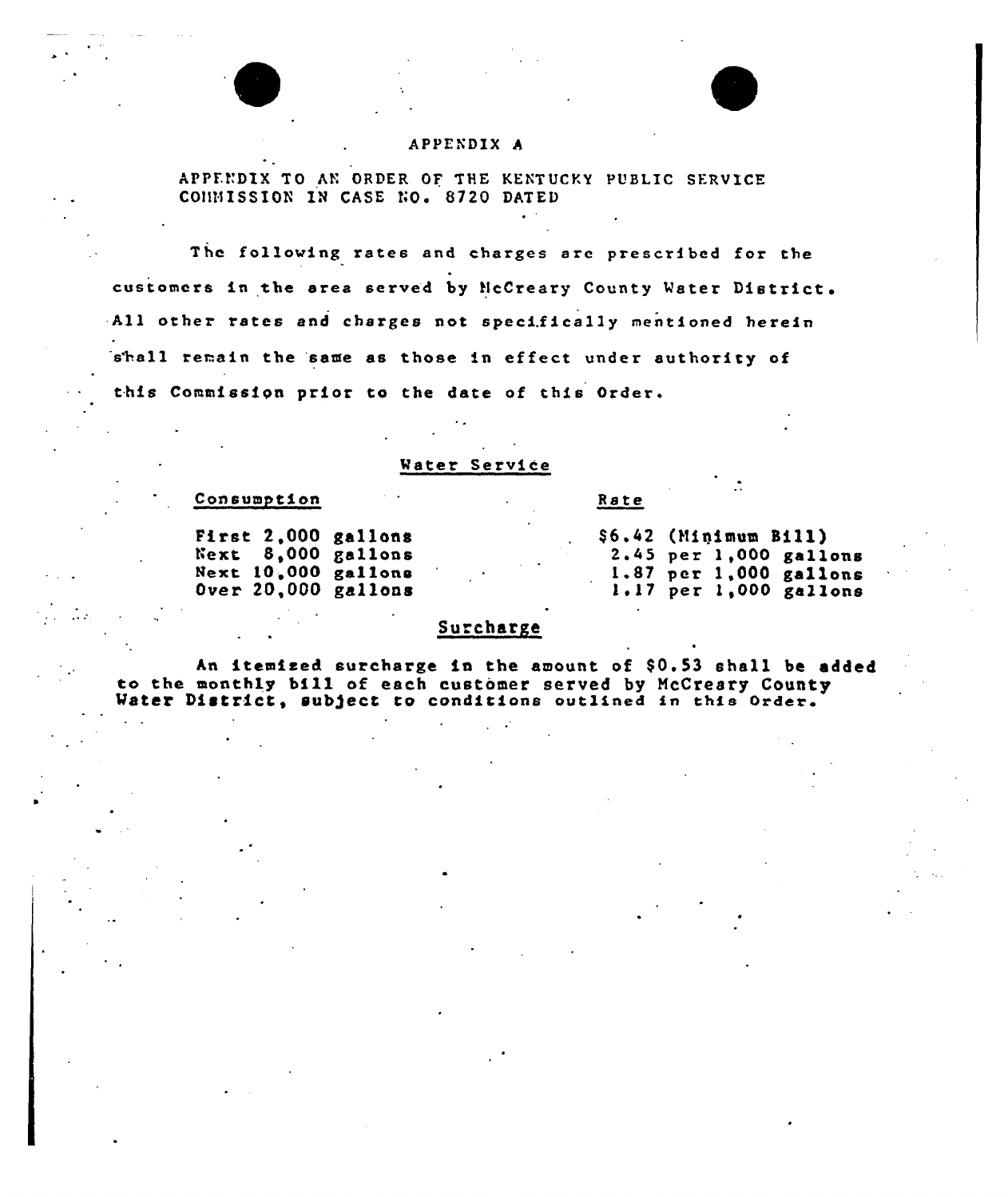# APPENDIX A

APPENDIX TO AN ORDER OF THE KENTUCKY PUBLIC SERVICE COMMISSION IN CASE NO. 8720 DATED

The following rates and charges are prescribed for the customers in the area served by McCreary County Water District. All other rates and charges not specifically mentioned herein shall remain the same as those in effect under authority of this Commission prior to the date of this Order.

## Water Service

| Consumption | Rate |
|---|---|
| First 2,000 gallons | $6.42 (Minimum Bill) |
| Next 8,000 gallons | 2.45 per 1,000 gallons |
| Next 10,000 gallons | 1.87 per 1,000 gallons |
| Over 20,000 gallons | 1.17 per 1,000 gallons |

## Surcharge

An itemized surcharge in the amount of $0.53 shall be added to the monthly bill of each customer served by McCreary County Water District, subject to conditions outlined in this Order.